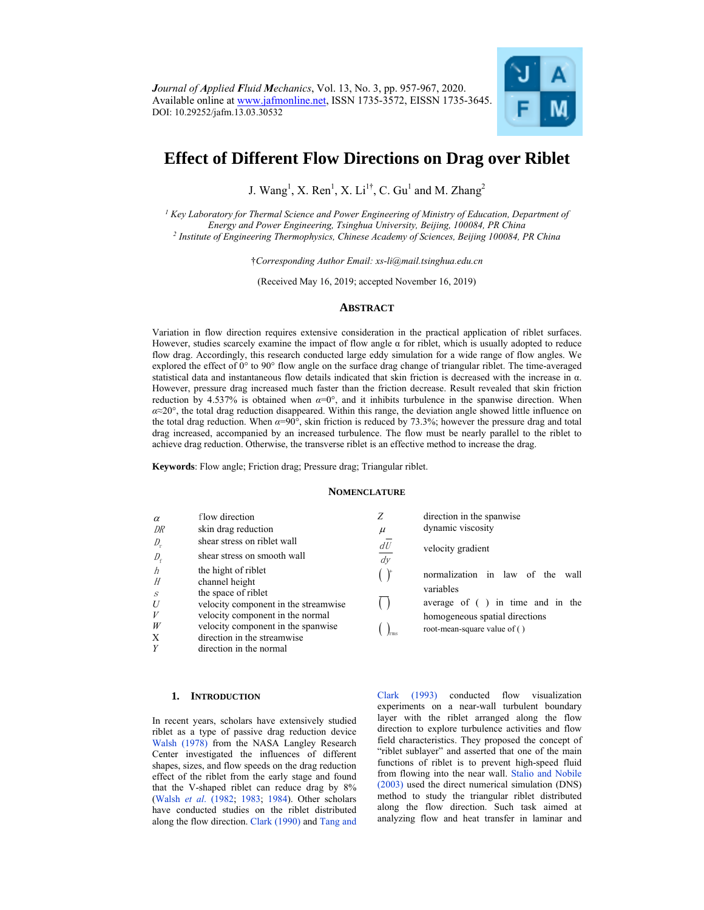*J*ournal of *A*pplied *F*luid *M*echanics, Vol. 13, No. 3, pp. 957-967, 2020.
Available online at www.jafmonline.net, ISSN 1735-3572, EISSN 1735-3645.
DOI: 10.29252/jafm.13.03.30532

# Effect of Different Flow Directions on Drag over Riblet

J. Wang[1], X. Ren[1], X. Li[1†], C. Gu[1] and M. Zhang[2]

[1] *Key Laboratory for Thermal Science and Power Engineering of Ministry of Education, Department of Energy and Power Engineering, Tsinghua University, Beijing, 100084, PR China*
[2] *Institute of Engineering Thermophysics, Chinese Academy of Sciences, Beijing 100084, PR China*

†*Corresponding Author Email: xs-li@mail.tsinghua.edu.cn*

(Received May 16, 2019; accepted November 16, 2019)

## Abstract

Variation in flow direction requires extensive consideration in the practical application of riblet surfaces. However, studies scarcely examine the impact of flow angle α for riblet, which is usually adopted to reduce flow drag. Accordingly, this research conducted large eddy simulation for a wide range of flow angles. We explored the effect of 0° to 90° flow angle on the surface drag change of triangular riblet. The time-averaged statistical data and instantaneous flow details indicated that skin friction is decreased with the increase in α. However, pressure drag increased much faster than the friction decrease. Result revealed that skin friction reduction by 4.537% is obtained when $\alpha$=0°, and it inhibits turbulence in the spanwise direction. When $\alpha$≈20°, the total drag reduction disappeared. Within this range, the deviation angle showed little influence on the total drag reduction. When $\alpha$=90°, skin friction is reduced by 73.3%; however the pressure drag and total drag increased, accompanied by an increased turbulence. The flow must be nearly parallel to the riblet to achieve drag reduction. Otherwise, the transverse riblet is an effective method to increase the drag.

**Keywords**: Flow angle; Friction drag; Pressure drag; Triangular riblet.

## Nomenclature

| | | | |
|---|---|---|---|
| $\alpha$ | flow direction | $Z$ | direction in the spanwise |
| $DR$ | skin drag reduction | $\mu$ | dynamic viscosity |
| $D_r$ | shear stress on riblet wall | $\frac{d\overline{U}}{dy}$ | velocity gradient |
| $D_f$ | shear stress on smooth wall | $(\ )^+$ | normalization in law of the wall variables |
| $h$ | the hight of riblet | $\overline{(\ )}$ | average of ( ) in time and in the homogeneous spatial directions |
| $H$ | channel height | $(\ )_{rms}$ | root-mean-square value of ( ) |
| $s$ | the space of riblet | | |
| $U$ | velocity component in the streamwise | | |
| $V$ | velocity component in the normal | | |
| $W$ | velocity component in the spanwise | | |
| X | direction in the streamwise | | |
| $Y$ | direction in the normal | | |

## 1. Introduction

In recent years, scholars have extensively studied riblet as a type of passive drag reduction device Walsh (1978) from the NASA Langley Research Center investigated the influences of different shapes, sizes, and flow speeds on the drag reduction effect of the riblet from the early stage and found that the V-shaped riblet can reduce drag by 8% (Walsh *et al*. (1982; 1983; 1984). Other scholars have conducted studies on the riblet distributed along the flow direction. Clark (1990) and Tang and Clark (1993) conducted flow visualization experiments on a near-wall turbulent boundary layer with the riblet arranged along the flow direction to explore turbulence activities and flow field characteristics. They proposed the concept of "riblet sublayer" and asserted that one of the main functions of riblet is to prevent high-speed fluid from flowing into the near wall. Stalio and Nobile (2003) used the direct numerical simulation (DNS) method to study the triangular riblet distributed along the flow direction. Such task aimed at analyzing flow and heat transfer in laminar and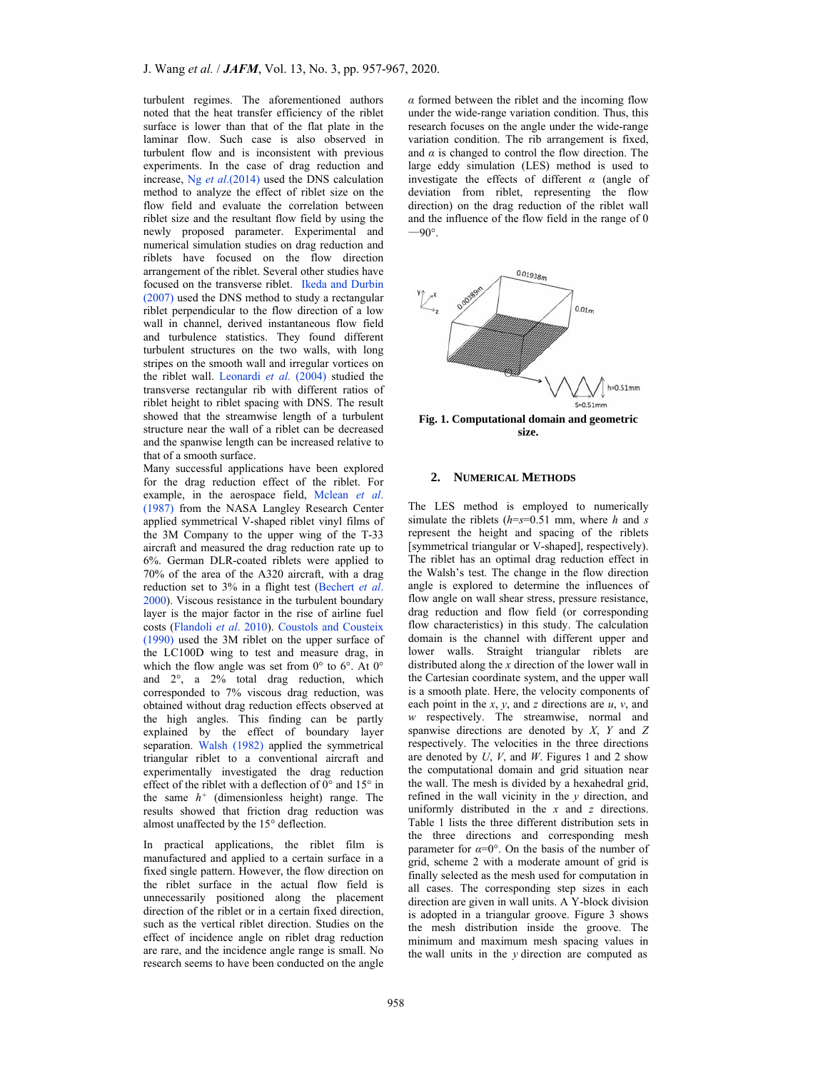turbulent regimes. The aforementioned authors noted that the heat transfer efficiency of the riblet surface is lower than that of the flat plate in the laminar flow. Such case is also observed in turbulent flow and is inconsistent with previous experiments. In the case of drag reduction and increase, Ng *et al*.(2014) used the DNS calculation method to analyze the effect of riblet size on the flow field and evaluate the correlation between riblet size and the resultant flow field by using the newly proposed parameter. Experimental and numerical simulation studies on drag reduction and riblets have focused on the flow direction arrangement of the riblet. Several other studies have focused on the transverse riblet. Ikeda and Durbin (2007) used the DNS method to study a rectangular riblet perpendicular to the flow direction of a low wall in channel, derived instantaneous flow field and turbulence statistics. They found different turbulent structures on the two walls, with long stripes on the smooth wall and irregular vortices on the riblet wall. Leonardi *et al*. (2004) studied the transverse rectangular rib with different ratios of riblet height to riblet spacing with DNS. The result showed that the streamwise length of a turbulent structure near the wall of a riblet can be decreased and the spanwise length can be increased relative to that of a smooth surface.

Many successful applications have been explored for the drag reduction effect of the riblet. For example, in the aerospace field, Mclean *et al*. (1987) from the NASA Langley Research Center applied symmetrical V-shaped riblet vinyl films of the 3M Company to the upper wing of the T-33 aircraft and measured the drag reduction rate up to 6%. German DLR-coated riblets were applied to 70% of the area of the A320 aircraft, with a drag reduction set to 3% in a flight test (Bechert *et al*. 2000). Viscous resistance in the turbulent boundary layer is the major factor in the rise of airline fuel costs (Flandoli *et al*. 2010). Coustols and Cousteix (1990) used the 3M riblet on the upper surface of the LC100D wing to test and measure drag, in which the flow angle was set from 0° to 6°. At 0° and 2°, a 2% total drag reduction, which corresponded to 7% viscous drag reduction, was obtained without drag reduction effects observed at the high angles. This finding can be partly explained by the effect of boundary layer separation. Walsh (1982) applied the symmetrical triangular riblet to a conventional aircraft and experimentally investigated the drag reduction effect of the riblet with a deflection of 0° and 15° in the same $h^+$ (dimensionless height) range. The results showed that friction drag reduction was almost unaffected by the 15° deflection.

In practical applications, the riblet film is manufactured and applied to a certain surface in a fixed single pattern. However, the flow direction on the riblet surface in the actual flow field is unnecessarily positioned along the placement direction of the riblet or in a certain fixed direction, such as the vertical riblet direction. Studies on the effect of incidence angle on riblet drag reduction are rare, and the incidence angle range is small. No research seems to have been conducted on the angle $\alpha$ formed between the riblet and the incoming flow under the wide-range variation condition. Thus, this research focuses on the angle under the wide-range variation condition. The rib arrangement is fixed, and $\alpha$ is changed to control the flow direction. The large eddy simulation (LES) method is used to investigate the effects of different $\alpha$ (angle of deviation from riblet, representing the flow direction) on the drag reduction of the riblet wall and the influence of the flow field in the range of 0—90°.

**Fig. 1. Computational domain and geometric size.**

## 2. Numerical Methods

The LES method is employed to numerically simulate the riblets ($h$=$s$=0.51 mm, where $h$ and $s$ represent the height and spacing of the riblets [symmetrical triangular or V-shaped], respectively). The riblet has an optimal drag reduction effect in the Walsh's test. The change in the flow direction angle is explored to determine the influences of flow angle on wall shear stress, pressure resistance, drag reduction and flow field (or corresponding flow characteristics) in this study. The calculation domain is the channel with different upper and lower walls. Straight triangular riblets are distributed along the $x$ direction of the lower wall in the Cartesian coordinate system, and the upper wall is a smooth plate. Here, the velocity components of each point in the $x$, $y$, and $z$ directions are $u$, $v$, and $w$ respectively. The streamwise, normal and spanwise directions are denoted by $X$, $Y$ and $Z$ respectively. The velocities in the three directions are denoted by $U$, $V$, and $W$. Figures 1 and 2 show the computational domain and grid situation near the wall. The mesh is divided by a hexahedral grid, refined in the wall vicinity in the $y$ direction, and uniformly distributed in the $x$ and $z$ directions. Table 1 lists the three different distribution sets in the three directions and corresponding mesh parameter for $\alpha$=0°. On the basis of the number of grid, scheme 2 with a moderate amount of grid is finally selected as the mesh used for computation in all cases. The corresponding step sizes in each direction are given in wall units. A Y-block division is adopted in a triangular groove. Figure 3 shows the mesh distribution inside the groove. The minimum and maximum mesh spacing values in the wall units in the $y$ direction are computed as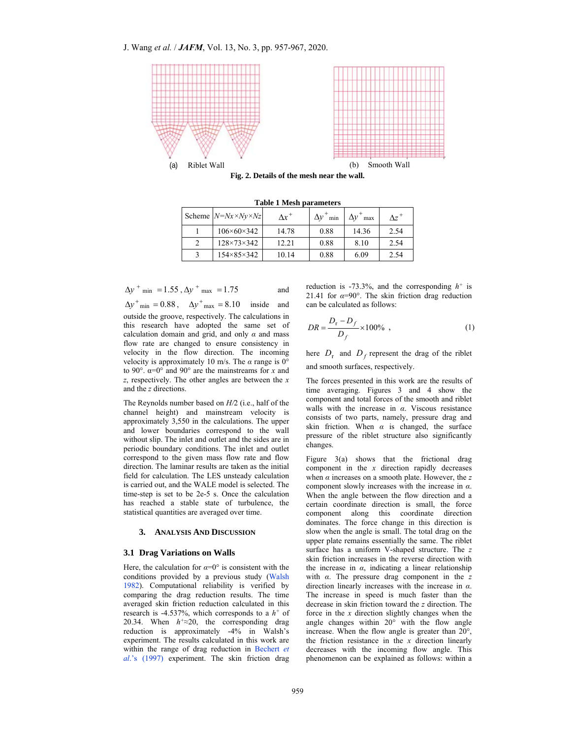(a) Riblet Wall (b) Smooth Wall

**Fig. 2. Details of the mesh near the wall.**

**Table 1 Mesh parameters**

| Scheme | $N=Nx\times Ny\times Nz$ | $\Delta x^+$ | $\Delta y^+_{\min}$ | $\Delta y^+_{\max}$ | $\Delta z^+$ |
|---|---|---|---|---|---|
| 1 | 106×60×342 | 14.78 | 0.88 | 14.36 | 2.54 |
| 2 | 128×73×342 | 12.21 | 0.88 | 8.10 | 2.54 |
| 3 | 154×85×342 | 10.14 | 0.88 | 6.09 | 2.54 |

$\Delta y^+_{\min} = 1.55$, $\Delta y^+_{\max} = 1.75$ and $\Delta y^+_{\min} = 0.88$, $\Delta y^+_{\max} = 8.10$ inside and outside the groove, respectively. The calculations in this research have adopted the same set of calculation domain and grid, and only $\alpha$ and mass flow rate are changed to ensure consistency in velocity in the flow direction. The incoming velocity is approximately 10 m/s. The $\alpha$ range is 0° to 90°. $\alpha$=0° and 90° are the mainstreams for $x$ and $z$, respectively. The other angles are between the $x$ and the $z$ directions.

The Reynolds number based on $H/2$ (i.e., half of the channel height) and mainstream velocity is approximately 3,550 in the calculations. The upper and lower boundaries correspond to the wall without slip. The inlet and outlet and the sides are in periodic boundary conditions. The inlet and outlet correspond to the given mass flow rate and flow direction. The laminar results are taken as the initial field for calculation. The LES unsteady calculation is carried out, and the WALE model is selected. The time-step is set to be 2e-5 s. Once the calculation has reached a stable state of turbulence, the statistical quantities are averaged over time.

## 3. Analysis And Discussion

### 3.1 Drag Variations on Walls

Here, the calculation for $\alpha$=0° is consistent with the conditions provided by a previous study (Walsh 1982). Computational reliability is verified by comparing the drag reduction results. The time averaged skin friction reduction calculated in this research is -4.537%, which corresponds to a $h^+$ of 20.34. When $h^+\approx20$, the corresponding drag reduction is approximately -4% in Walsh's experiment. The results calculated in this work are within the range of drag reduction in Bechert *et al.*'s (1997) experiment. The skin friction drag reduction is -73.3%, and the corresponding $h^+$ is 21.41 for $\alpha$=90°. The skin friction drag reduction can be calculated as follows:

$$DR = \frac{D_r - D_f}{D_f} \times 100\% \ , \tag{1}$$

here $D_r$ and $D_f$ represent the drag of the riblet and smooth surfaces, respectively.

The forces presented in this work are the results of time averaging. Figures 3 and 4 show the component and total forces of the smooth and riblet walls with the increase in $\alpha$. Viscous resistance consists of two parts, namely, pressure drag and skin friction. When $\alpha$ is changed, the surface pressure of the riblet structure also significantly changes.

Figure 3(a) shows that the frictional drag component in the $x$ direction rapidly decreases when $\alpha$ increases on a smooth plate. However, the $z$ component slowly increases with the increase in $\alpha$. When the angle between the flow direction and a certain coordinate direction is small, the force component along this coordinate direction dominates. The force change in this direction is slow when the angle is small. The total drag on the upper plate remains essentially the same. The riblet surface has a uniform V-shaped structure. The $z$ skin friction increases in the reverse direction with the increase in $\alpha$, indicating a linear relationship with $\alpha$. The pressure drag component in the $z$ direction linearly increases with the increase in $\alpha$. The increase in speed is much faster than the decrease in skin friction toward the $z$ direction. The force in the $x$ direction slightly changes when the angle changes within 20° with the flow angle increase. When the flow angle is greater than 20°, the friction resistance in the $x$ direction linearly decreases with the incoming flow angle. This phenomenon can be explained as follows: within a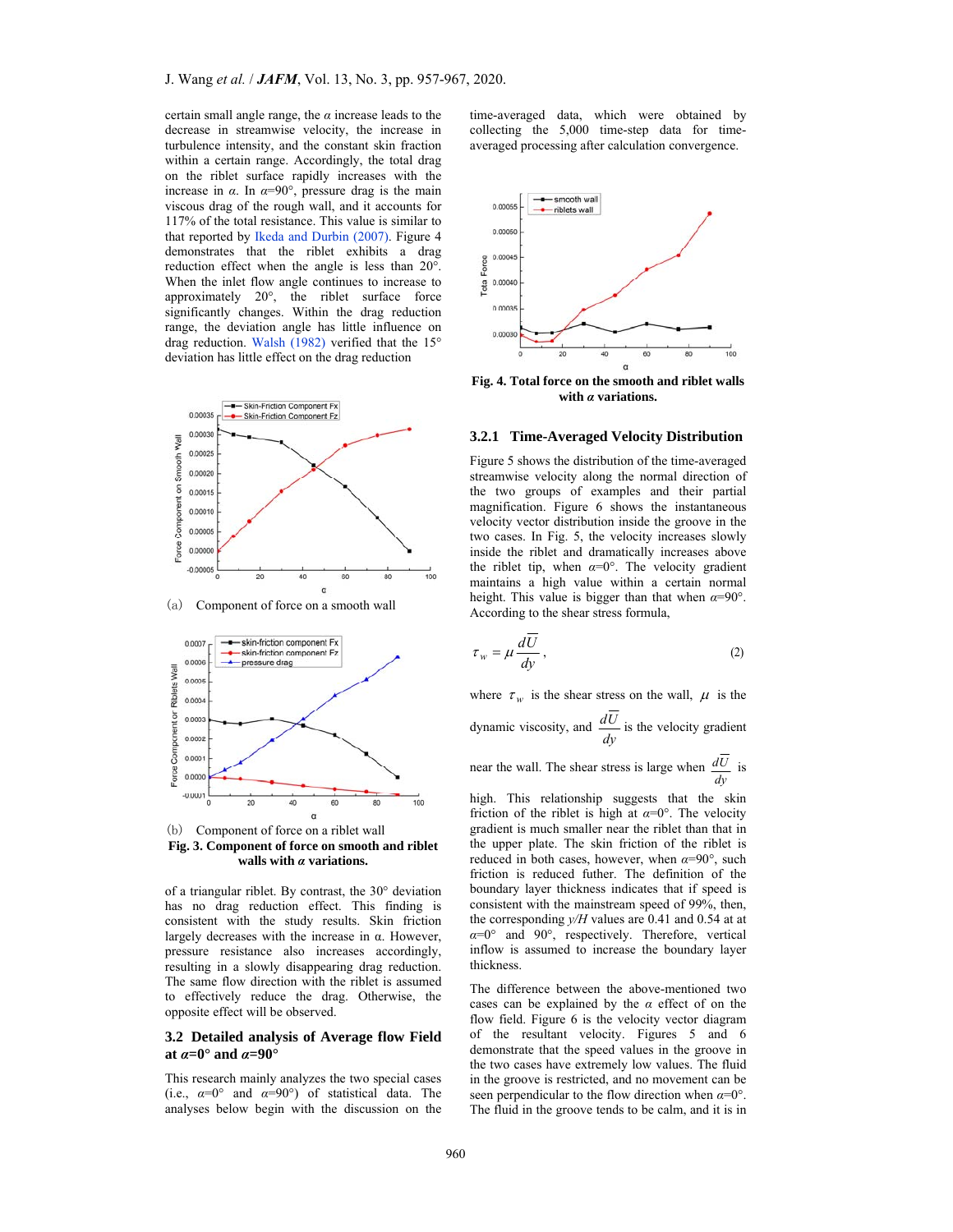certain small angle range, the $\alpha$ increase leads to the decrease in streamwise velocity, the increase in turbulence intensity, and the constant skin fraction within a certain range. Accordingly, the total drag on the riblet surface rapidly increases with the increase in $\alpha$. In $\alpha$=90°, pressure drag is the main viscous drag of the rough wall, and it accounts for 117% of the total resistance. This value is similar to that reported by Ikeda and Durbin (2007). Figure 4 demonstrates that the riblet exhibits a drag reduction effect when the angle is less than 20°. When the inlet flow angle continues to increase to approximately 20°, the riblet surface force significantly changes. Within the drag reduction range, the deviation angle has little influence on drag reduction. Walsh (1982) verified that the 15° deviation has little effect on the drag reduction of a triangular riblet. By contrast, the 30° deviation has no drag reduction effect. This finding is consistent with the study results. Skin friction largely decreases with the increase in α. However, pressure resistance also increases accordingly, resulting in a slowly disappearing drag reduction. The same flow direction with the riblet is assumed to effectively reduce the drag. Otherwise, the opposite effect will be observed.

(a) Component of force on a smooth wall

(b) Component of force on a riblet wall

**Fig. 3. Component of force on smooth and riblet walls with $\alpha$ variations.**

## 3.2 Detailed analysis of Average flow Field at $\alpha$=0° and $\alpha$=90°

This research mainly analyzes the two special cases (i.e., $\alpha$=0° and $\alpha$=90°) of statistical data. The analyses below begin with the discussion on the time-averaged data, which were obtained by collecting the 5,000 time-step data for time-averaged processing after calculation convergence.

**Fig. 4. Total force on the smooth and riblet walls with $\alpha$ variations.**

### 3.2.1 Time-Averaged Velocity Distribution

Figure 5 shows the distribution of the time-averaged streamwise velocity along the normal direction of the two groups of examples and their partial magnification. Figure 6 shows the instantaneous velocity vector distribution inside the groove in the two cases. In Fig. 5, the velocity increases slowly inside the riblet and dramatically increases above the riblet tip, when $\alpha$=0°. The velocity gradient maintains a high value within a certain normal height. This value is bigger than that when $\alpha$=90°. According to the shear stress formula,

$$\tau_w = \mu \frac{d\overline{U}}{dy}, \tag{2}$$

where $\tau_w$ is the shear stress on the wall, $\mu$ is the dynamic viscosity, and $\frac{d\overline{U}}{dy}$ is the velocity gradient near the wall. The shear stress is large when $\frac{d\overline{U}}{dy}$ is high. This relationship suggests that the skin friction of the riblet is high at $\alpha$=0°. The velocity gradient is much smaller near the riblet than that in the upper plate. The skin friction of the riblet is reduced in both cases, however, when $\alpha$=90°, such friction is reduced futher. The definition of the boundary layer thickness indicates that if speed is consistent with the mainstream speed of 99%, then, the corresponding $y/H$ values are 0.41 and 0.54 at at $\alpha$=0° and 90°, respectively. Therefore, vertical inflow is assumed to increase the boundary layer thickness.

The difference between the above-mentioned two cases can be explained by the $\alpha$ effect of on the flow field. Figure 6 is the velocity vector diagram of the resultant velocity. Figures 5 and 6 demonstrate that the speed values in the groove in the two cases have extremely low values. The fluid in the groove is restricted, and no movement can be seen perpendicular to the flow direction when $\alpha$=0°. The fluid in the groove tends to be calm, and it is in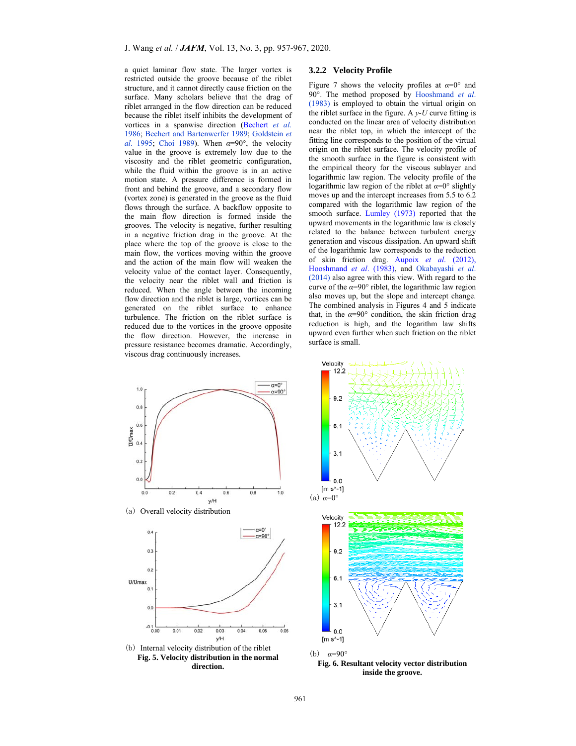a quiet laminar flow state. The larger vortex is restricted outside the groove because of the riblet structure, and it cannot directly cause friction on the surface. Many scholars believe that the drag of riblet arranged in the flow direction can be reduced because the riblet itself inhibits the development of vortices in a spanwise direction (Bechert *et al.* 1986; Bechert and Bartenwerfer 1989; Goldstein *et al.* 1995; Choi 1989). When $\alpha$=90°, the velocity value in the groove is extremely low due to the viscosity and the riblet geometric configuration, while the fluid within the groove is in an active motion state. A pressure difference is formed in front and behind the groove, and a secondary flow (vortex zone) is generated in the groove as the fluid flows through the surface. A backflow opposite to the main flow direction is formed inside the grooves. The velocity is negative, further resulting in a negative friction drag in the groove. At the place where the top of the groove is close to the main flow, the vortices moving within the groove and the action of the main flow will weaken the velocity value of the contact layer. Consequently, the velocity near the riblet wall and friction is reduced. When the angle between the incoming flow direction and the riblet is large, vortices can be generated on the riblet surface to enhance turbulence. The friction on the riblet surface is reduced due to the vortices in the groove opposite the flow direction. However, the increase in pressure resistance becomes dramatic. Accordingly, viscous drag continuously increases.

(a) Overall velocity distribution

(b) Internal velocity distribution of the riblet

**Fig. 5. Velocity distribution in the normal direction.**

### 3.2.2 Velocity Profile

Figure 7 shows the velocity profiles at $\alpha$=0° and 90°. The method proposed by Hooshmand *et al.* (1983) is employed to obtain the virtual origin on the riblet surface in the figure. A $y$-$U$ curve fitting is conducted on the linear area of velocity distribution near the riblet top, in which the intercept of the fitting line corresponds to the position of the virtual origin on the riblet surface. The velocity profile of the smooth surface in the figure is consistent with the empirical theory for the viscous sublayer and logarithmic law region. The velocity profile of the logarithmic law region of the riblet at $\alpha$=0° slightly moves up and the intercept increases from 5.5 to 6.2 compared with the logarithmic law region of the smooth surface. Lumley (1973) reported that the upward movements in the logarithmic law is closely related to the balance between turbulent energy generation and viscous dissipation. An upward shift of the logarithmic law corresponds to the reduction of skin friction drag. Aupoix *et al.* (2012), Hooshmand *et al.* (1983), and Okabayashi *et al.* (2014) also agree with this view. With regard to the curve of the $\alpha$=90° riblet, the logarithmic law region also moves up, but the slope and intercept change. The combined analysis in Figures 4 and 5 indicate that, in the $\alpha$=90° condition, the skin friction drag reduction is high, and the logarithm law shifts upward even further when such friction on the riblet surface is small.

(a) $\alpha$=0°

(b) $\alpha$=90°

**Fig. 6. Resultant velocity vector distribution inside the groove.**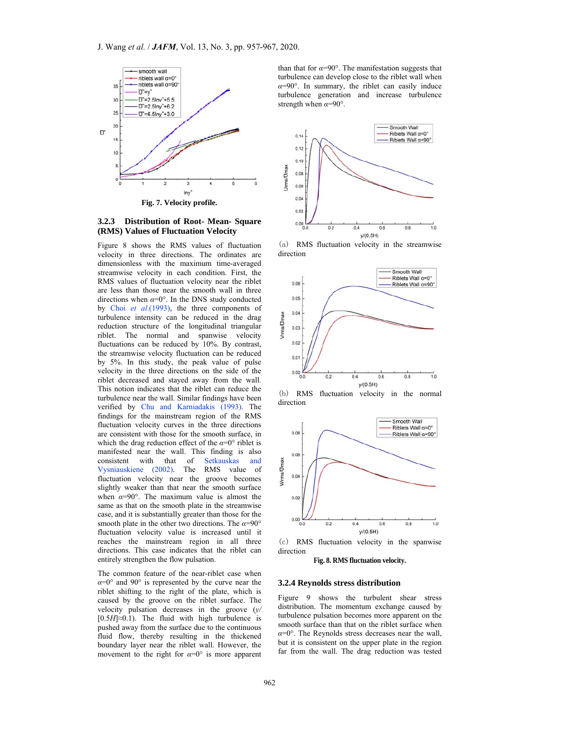Fig. 7. Velocity profile.

### 3.2.3 Distribution of Root- Mean- Square (RMS) Values of Fluctuation Velocity

Figure 8 shows the RMS values of fluctuation velocity in three directions. The ordinates are dimensionless with the maximum time-averaged streamwise velocity in each condition. First, the RMS values of fluctuation velocity near the riblet are less than those near the smooth wall in three directions when $\alpha$=0°. In the DNS study conducted by Choi *et al.*(1993), the three components of turbulence intensity can be reduced in the drag reduction structure of the longitudinal triangular riblet. The normal and spanwise velocity fluctuations can be reduced by 10%. By contrast, the streamwise velocity fluctuation can be reduced by 5%. In this study, the peak value of pulse velocity in the three directions on the side of the riblet decreased and stayed away from the wall. This notion indicates that the riblet can reduce the turbulence near the wall. Similar findings have been verified by Chu and Karniadakis (1993). The findings for the mainstream region of the RMS fluctuation velocity curves in the three directions are consistent with those for the smooth surface, in which the drag reduction effect of the $\alpha$=0° riblet is manifested near the wall. This finding is also consistent with that of Setkauskas and Vysniauskiene (2002). The RMS value of fluctuation velocity near the groove becomes slightly weaker than that near the smooth surface when $\alpha$=90°. The maximum value is almost the same as that on the smooth plate in the streamwise case, and it is substantially greater than those for the smooth plate in the other two directions. The $\alpha$=90° fluctuation velocity value is increased until it reaches the mainstream region in all three directions. This case indicates that the riblet can entirely strengthen the flow pulsation.

The common feature of the near-riblet case when $\alpha$=0° and 90° is represented by the curve near the riblet shifting to the right of the plate, which is caused by the groove on the riblet surface. The velocity pulsation decreases in the groove ($y/[0.5H]$≈0.1). The fluid with high turbulence is pushed away from the surface due to the continuous fluid flow, thereby resulting in the thickened boundary layer near the riblet wall. However, the movement to the right for $\alpha$=0° is more apparent than that for $\alpha$=90°. The manifestation suggests that turbulence can develop close to the riblet wall when $\alpha$=90°. In summary, the riblet can easily induce turbulence generation and increase turbulence strength when $\alpha$=90°.

(a) RMS fluctuation velocity in the streamwise direction

(b) RMS fluctuation velocity in the normal direction

(c) RMS fluctuation velocity in the spanwise direction

**Fig. 8. RMS fluctuation velocity.**

### 3.2.4 Reynolds stress distribution

Figure 9 shows the turbulent shear stress distribution. The momentum exchange caused by turbulence pulsation becomes more apparent on the smooth surface than that on the riblet surface when $\alpha$=0°. The Reynolds stress decreases near the wall, but it is consistent on the upper plate in the region far from the wall. The drag reduction was tested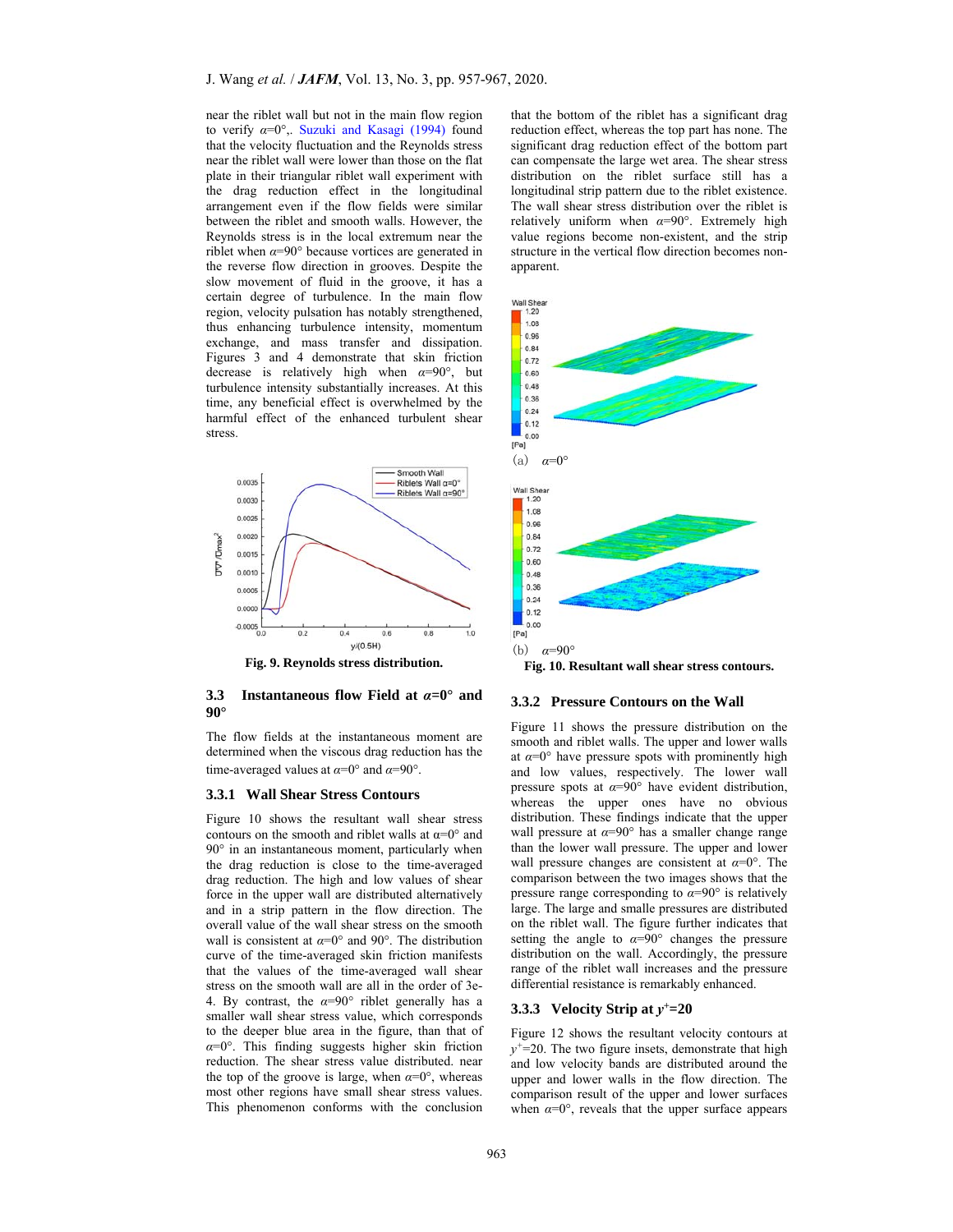near the riblet wall but not in the main flow region to verify $\alpha$=0°,. Suzuki and Kasagi (1994) found that the velocity fluctuation and the Reynolds stress near the riblet wall were lower than those on the flat plate in their triangular riblet wall experiment with the drag reduction effect in the longitudinal arrangement even if the flow fields were similar between the riblet and smooth walls. However, the Reynolds stress is in the local extremum near the riblet when $\alpha$=90° because vortices are generated in the reverse flow direction in grooves. Despite the slow movement of fluid in the groove, it has a certain degree of turbulence. In the main flow region, velocity pulsation has notably strengthened, thus enhancing turbulence intensity, momentum exchange, and mass transfer and dissipation. Figures 3 and 4 demonstrate that skin friction decrease is relatively high when $\alpha$=90°, but turbulence intensity substantially increases. At this time, any beneficial effect is overwhelmed by the harmful effect of the enhanced turbulent shear stress.

**Fig. 9. Reynolds stress distribution.**

### 3.3 Instantaneous flow Field at $\alpha$=0° and 90°

The flow fields at the instantaneous moment are determined when the viscous drag reduction has the time-averaged values at $\alpha$=0° and $\alpha$=90°.

#### 3.3.1 Wall Shear Stress Contours

Figure 10 shows the resultant wall shear stress contours on the smooth and riblet walls at $\alpha$=0° and 90° in an instantaneous moment, particularly when the drag reduction is close to the time-averaged drag reduction. The high and low values of shear force in the upper wall are distributed alternatively and in a strip pattern in the flow direction. The overall value of the wall shear stress on the smooth wall is consistent at $\alpha$=0° and 90°. The distribution curve of the time-averaged skin friction manifests that the values of the time-averaged wall shear stress on the smooth wall are all in the order of 3e-4. By contrast, the $\alpha$=90° riblet generally has a smaller wall shear stress value, which corresponds to the deeper blue area in the figure, than that of $\alpha$=0°. This finding suggests higher skin friction reduction. The shear stress value distributed. near the top of the groove is large, when $\alpha$=0°, whereas most other regions have small shear stress values. This phenomenon conforms with the conclusion that the bottom of the riblet has a significant drag reduction effect, whereas the top part has none. The significant drag reduction effect of the bottom part can compensate the large wet area. The shear stress distribution on the riblet surface still has a longitudinal strip pattern due to the riblet existence. The wall shear stress distribution over the riblet is relatively uniform when $\alpha$=90°. Extremely high value regions become non-existent, and the strip structure in the vertical flow direction becomes non-apparent.

(a) $\alpha$=0°

(b) $\alpha$=90°

**Fig. 10. Resultant wall shear stress contours.**

#### 3.3.2 Pressure Contours on the Wall

Figure 11 shows the pressure distribution on the smooth and riblet walls. The upper and lower walls at $\alpha$=0° have pressure spots with prominently high and low values, respectively. The lower wall pressure spots at $\alpha$=90° have evident distribution, whereas the upper ones have no obvious distribution. These findings indicate that the upper wall pressure at $\alpha$=90° has a smaller change range than the lower wall pressure. The upper and lower wall pressure changes are consistent at $\alpha$=0°. The comparison between the two images shows that the pressure range corresponding to $\alpha$=90° is relatively large. The large and smalle pressures are distributed on the riblet wall. The figure further indicates that setting the angle to $\alpha$=90° changes the pressure distribution on the wall. Accordingly, the pressure range of the riblet wall increases and the pressure differential resistance is remarkably enhanced.

#### 3.3.3 Velocity Strip at $y^+$=20

Figure 12 shows the resultant velocity contours at $y^+$=20. The two figure insets, demonstrate that high and low velocity bands are distributed around the upper and lower walls in the flow direction. The comparison result of the upper and lower surfaces when $\alpha$=0°, reveals that the upper surface appears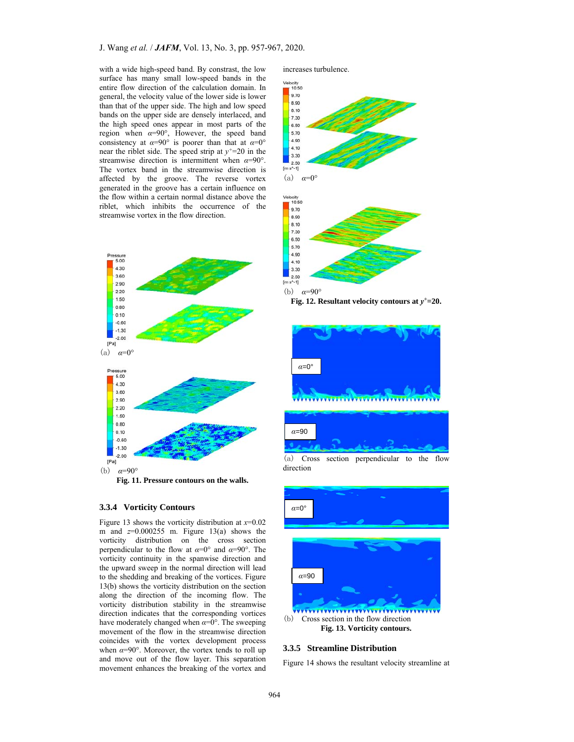with a wide high-speed band. By contrast, the low surface has many small low-speed bands in the entire flow direction of the calculation domain. In general, the velocity value of the lower side is lower than that of the upper side. The high and low speed bands on the upper side are densely interlaced, and the high speed ones appear in most parts of the region when $\alpha$=90°, However, the speed band consistency at $\alpha$=90° is poorer than that at $\alpha$=0° near the riblet side. The speed strip at $y^+$=20 in the streamwise direction is intermittent when $\alpha$=90°. The vortex band in the streamwise direction is affected by the groove. The reverse vortex generated in the groove has a certain influence on the flow within a certain normal distance above the riblet, which inhibits the occurrence of the streamwise vortex in the flow direction.

(a) $\alpha$=0°

(b) $\alpha$=90°

**Fig. 11. Pressure contours on the walls.**

### 3.3.4 Vorticity Contours

Figure 13 shows the vorticity distribution at $x$=0.02 m and $z$=0.000255 m. Figure 13(a) shows the vorticity distribution on the cross section perpendicular to the flow at $\alpha$=0° and $\alpha$=90°. The vorticity continuity in the spanwise direction and the upward sweep in the normal direction will lead to the shedding and breaking of the vortices. Figure 13(b) shows the vorticity distribution on the section along the direction of the incoming flow. The vorticity distribution stability in the streamwise direction indicates that the corresponding vortices have moderately changed when $\alpha$=0°. The sweeping movement of the flow in the streamwise direction coincides with the vortex development process when $\alpha$=90°. Moreover, the vortex tends to roll up and move out of the flow layer. This separation movement enhances the breaking of the vortex and increases turbulence.

(a) $\alpha$=0°

(b) $\alpha$=90°

**Fig. 12. Resultant velocity contours at $y^+$=20.**

(a) Cross section perpendicular to the flow direction

(b) Cross section in the flow direction

**Fig. 13. Vorticity contours.**

### 3.3.5 Streamline Distribution

Figure 14 shows the resultant velocity streamline at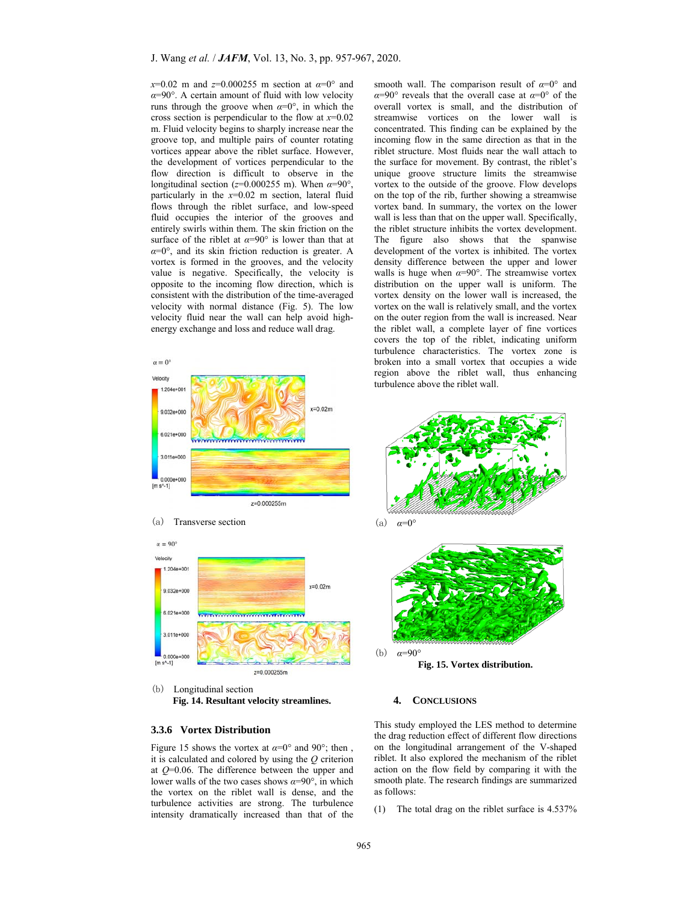$x$=0.02 m and $z$=0.000255 m section at $\alpha$=0° and $\alpha$=90°. A certain amount of fluid with low velocity runs through the groove when $\alpha$=0°, in which the cross section is perpendicular to the flow at $x$=0.02 m. Fluid velocity begins to sharply increase near the groove top, and multiple pairs of counter rotating vortices appear above the riblet surface. However, the development of vortices perpendicular to the flow direction is difficult to observe in the longitudinal section ($z$=0.000255 m). When $\alpha$=90°, particularly in the $x$=0.02 m section, lateral fluid flows through the riblet surface, and low-speed fluid occupies the interior of the grooves and entirely swirls within them. The skin friction on the surface of the riblet at $\alpha$=90° is lower than that at $\alpha$=0°, and its skin friction reduction is greater. A vortex is formed in the grooves, and the velocity value is negative. Specifically, the velocity is opposite to the incoming flow direction, which is consistent with the distribution of the time-averaged velocity with normal distance (Fig. 5). The low velocity fluid near the wall can help avoid high-energy exchange and loss and reduce wall drag.

(a) Transverse section

(b) Longitudinal section

**Fig. 14. Resultant velocity streamlines.**

### 3.3.6 Vortex Distribution

Figure 15 shows the vortex at $\alpha$=0° and 90°; then , it is calculated and colored by using the $Q$ criterion at $Q$=0.06. The difference between the upper and lower walls of the two cases shows $\alpha$=90°, in which the vortex on the riblet wall is dense, and the turbulence activities are strong. The turbulence intensity dramatically increased than that of the smooth wall. The comparison result of $\alpha$=0° and $\alpha$=90° reveals that the overall case at $\alpha$=0° of the overall vortex is small, and the distribution of streamwise vortices on the lower wall is concentrated. This finding can be explained by the incoming flow in the same direction as that in the riblet structure. Most fluids near the wall attach to the surface for movement. By contrast, the riblet's unique groove structure limits the streamwise vortex to the outside of the groove. Flow develops on the top of the rib, further showing a streamwise vortex band. In summary, the vortex on the lower wall is less than that on the upper wall. Specifically, the riblet structure inhibits the vortex development. The figure also shows that the spanwise development of the vortex is inhibited. The vortex density difference between the upper and lower walls is huge when $\alpha$=90°. The streamwise vortex distribution on the upper wall is uniform. The vortex density on the lower wall is increased, the vortex on the wall is relatively small, and the vortex on the outer region from the wall is increased. Near the riblet wall, a complete layer of fine vortices covers the top of the riblet, indicating uniform turbulence characteristics. The vortex zone is broken into a small vortex that occupies a wide region above the riblet wall, thus enhancing turbulence above the riblet wall.

(a) $\alpha$=0°

(b) $\alpha$=90°

**Fig. 15. Vortex distribution.**

## 4. CONCLUSIONS

This study employed the LES method to determine the drag reduction effect of different flow directions on the longitudinal arrangement of the V-shaped riblet. It also explored the mechanism of the riblet action on the flow field by comparing it with the smooth plate. The research findings are summarized as follows:

(1) The total drag on the riblet surface is 4.537%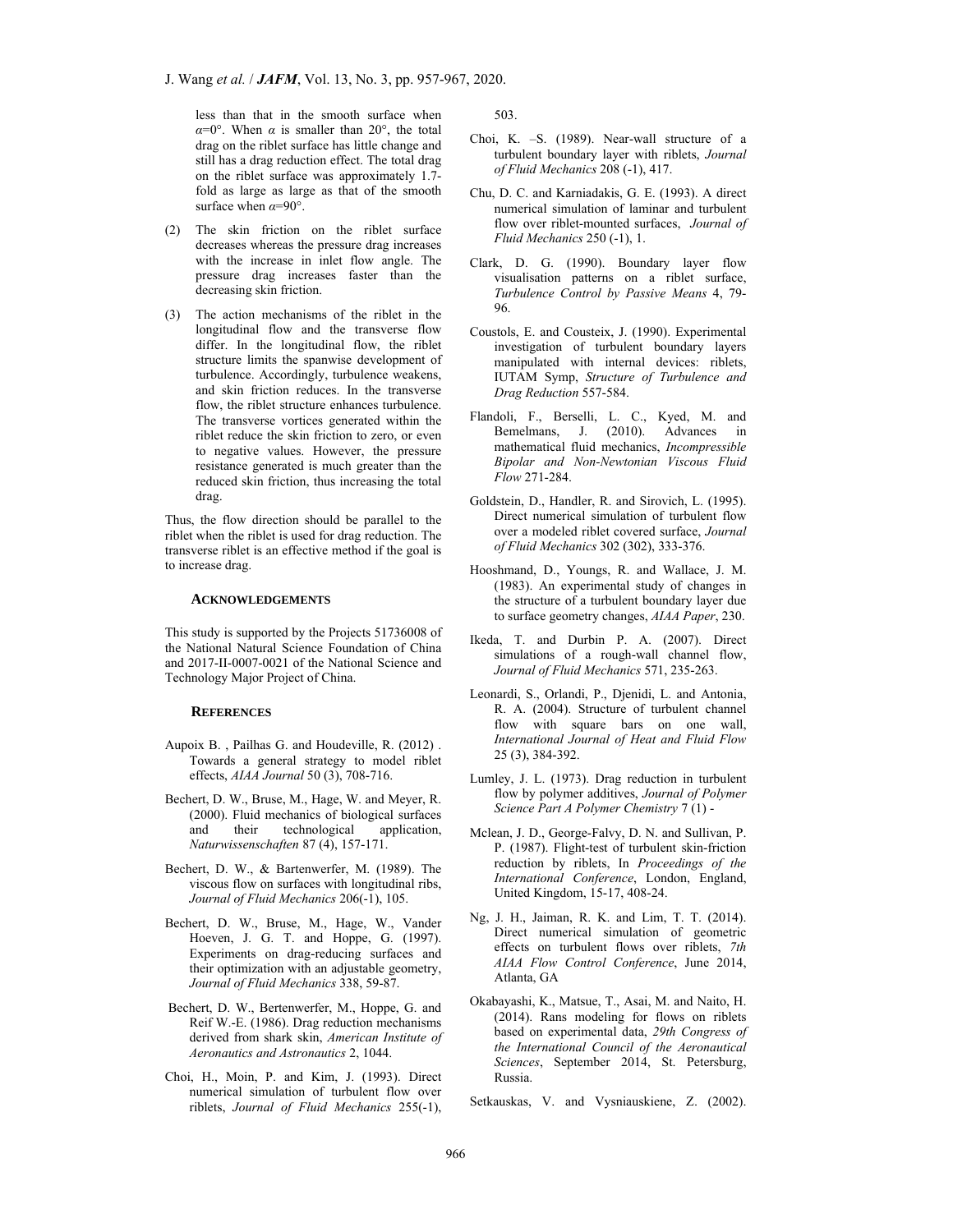less than that in the smooth surface when $\alpha$=0°. When $\alpha$ is smaller than 20°, the total drag on the riblet surface has little change and still has a drag reduction effect. The total drag on the riblet surface was approximately 1.7-fold as large as large as that of the smooth surface when $\alpha$=90°.

(2) The skin friction on the riblet surface decreases whereas the pressure drag increases with the increase in inlet flow angle. The pressure drag increases faster than the decreasing skin friction.

(3) The action mechanisms of the riblet in the longitudinal flow and the transverse flow differ. In the longitudinal flow, the riblet structure limits the spanwise development of turbulence. Accordingly, turbulence weakens, and skin friction reduces. In the transverse flow, the riblet structure enhances turbulence. The transverse vortices generated within the riblet reduce the skin friction to zero, or even to negative values. However, the pressure resistance generated is much greater than the reduced skin friction, thus increasing the total drag.

Thus, the flow direction should be parallel to the riblet when the riblet is used for drag reduction. The transverse riblet is an effective method if the goal is to increase drag.

## ACKNOWLEDGEMENTS

This study is supported by the Projects 51736008 of the National Natural Science Foundation of China and 2017-II-0007-0021 of the National Science and Technology Major Project of China.

## REFERENCES

Aupoix B. , Pailhas G. and Houdeville, R. (2012) . Towards a general strategy to model riblet effects, *AIAA Journal* 50 (3), 708-716.

Bechert, D. W., Bruse, M., Hage, W. and Meyer, R. (2000). Fluid mechanics of biological surfaces and their technological application, *Naturwissenschaften* 87 (4), 157-171.

Bechert, D. W., & Bartenwerfer, M. (1989). The viscous flow on surfaces with longitudinal ribs, *Journal of Fluid Mechanics* 206(-1), 105.

Bechert, D. W., Bruse, M., Hage, W., Vander Hoeven, J. G. T. and Hoppe, G. (1997). Experiments on drag-reducing surfaces and their optimization with an adjustable geometry, *Journal of Fluid Mechanics* 338, 59-87.

Bechert, D. W., Bertenwerfer, M., Hoppe, G. and Reif W.-E. (1986). Drag reduction mechanisms derived from shark skin, *American Institute of Aeronautics and Astronautics* 2, 1044.

Choi, H., Moin, P. and Kim, J. (1993). Direct numerical simulation of turbulent flow over riblets, *Journal of Fluid Mechanics* 255(-1), 503.

Choi, K. –S. (1989). Near-wall structure of a turbulent boundary layer with riblets, *Journal of Fluid Mechanics* 208 (-1), 417.

Chu, D. C. and Karniadakis, G. E. (1993). A direct numerical simulation of laminar and turbulent flow over riblet-mounted surfaces, *Journal of Fluid Mechanics* 250 (-1), 1.

Clark, D. G. (1990). Boundary layer flow visualisation patterns on a riblet surface, *Turbulence Control by Passive Means* 4, 79-96.

Coustols, E. and Cousteix, J. (1990). Experimental investigation of turbulent boundary layers manipulated with internal devices: riblets, IUTAM Symp, *Structure of Turbulence and Drag Reduction* 557-584.

Flandoli, F., Berselli, L. C., Kyed, M. and Bemelmans, J. (2010). Advances in mathematical fluid mechanics, *Incompressible Bipolar and Non-Newtonian Viscous Fluid Flow* 271-284.

Goldstein, D., Handler, R. and Sirovich, L. (1995). Direct numerical simulation of turbulent flow over a modeled riblet covered surface, *Journal of Fluid Mechanics* 302 (302), 333-376.

Hooshmand, D., Youngs, R. and Wallace, J. M. (1983). An experimental study of changes in the structure of a turbulent boundary layer due to surface geometry changes, *AIAA Paper*, 230.

Ikeda, T. and Durbin P. A. (2007). Direct simulations of a rough-wall channel flow, *Journal of Fluid Mechanics* 571, 235-263.

Leonardi, S., Orlandi, P., Djenidi, L. and Antonia, R. A. (2004). Structure of turbulent channel flow with square bars on one wall, *International Journal of Heat and Fluid Flow* 25 (3), 384-392.

Lumley, J. L. (1973). Drag reduction in turbulent flow by polymer additives, *Journal of Polymer Science Part A Polymer Chemistry* 7 (1) -

Mclean, J. D., George-Falvy, D. N. and Sullivan, P. P. (1987). Flight-test of turbulent skin-friction reduction by riblets, In *Proceedings of the International Conference*, London, England, United Kingdom, 15-17, 408-24.

Ng, J. H., Jaiman, R. K. and Lim, T. T. (2014). Direct numerical simulation of geometric effects on turbulent flows over riblets, *7th AIAA Flow Control Conference*, June 2014, Atlanta, GA

Okabayashi, K., Matsue, T., Asai, M. and Naito, H. (2014). Rans modeling for flows on riblets based on experimental data, *29th Congress of the International Council of the Aeronautical Sciences*, September 2014, St. Petersburg, Russia.

Setkauskas, V. and Vysniauskiene, Z. (2002).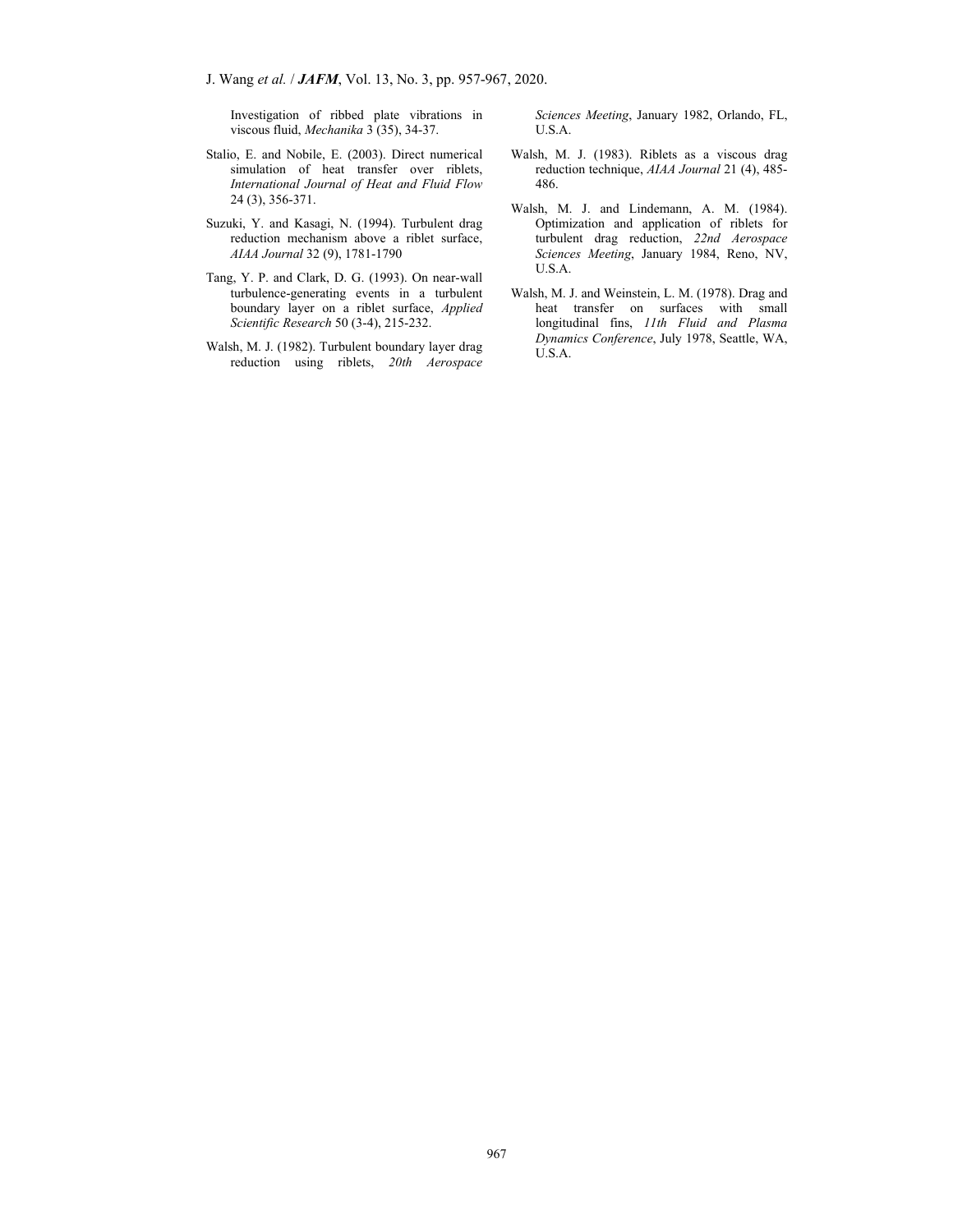Investigation of ribbed plate vibrations in viscous fluid, *Mechanika* 3 (35), 34-37.

Stalio, E. and Nobile, E. (2003). Direct numerical simulation of heat transfer over riblets, *International Journal of Heat and Fluid Flow* 24 (3), 356-371.

Suzuki, Y. and Kasagi, N. (1994). Turbulent drag reduction mechanism above a riblet surface, *AIAA Journal* 32 (9), 1781-1790

Tang, Y. P. and Clark, D. G. (1993). On near-wall turbulence-generating events in a turbulent boundary layer on a riblet surface, *Applied Scientific Research* 50 (3-4), 215-232.

Walsh, M. J. (1982). Turbulent boundary layer drag reduction using riblets, *20th Aerospace Sciences Meeting*, January 1982, Orlando, FL, U.S.A.

Walsh, M. J. (1983). Riblets as a viscous drag reduction technique, *AIAA Journal* 21 (4), 485-486.

Walsh, M. J. and Lindemann, A. M. (1984). Optimization and application of riblets for turbulent drag reduction, *22nd Aerospace Sciences Meeting*, January 1984, Reno, NV, U.S.A.

Walsh, M. J. and Weinstein, L. M. (1978). Drag and heat transfer on surfaces with small longitudinal fins, *11th Fluid and Plasma Dynamics Conference*, July 1978, Seattle, WA, U.S.A.